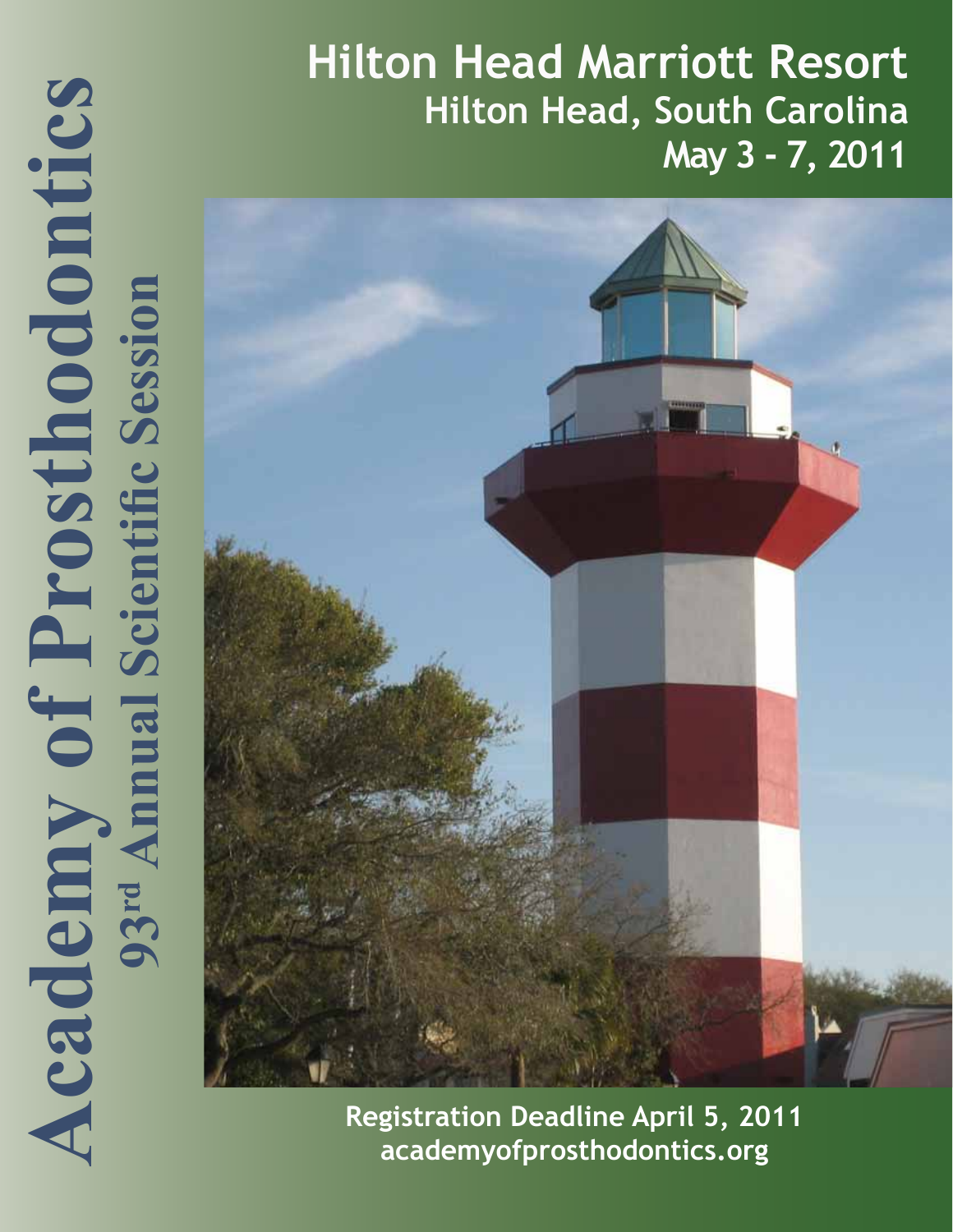# Academy of Prosthodontics

## 93rd Annual Scientific Session

# Hilton Head Marriott Resort

## Hilton Head, South Carolina

## May 3 - 7, 2011

**Registration Deadline April 5, 2011**

**academyofprosthodontics.org**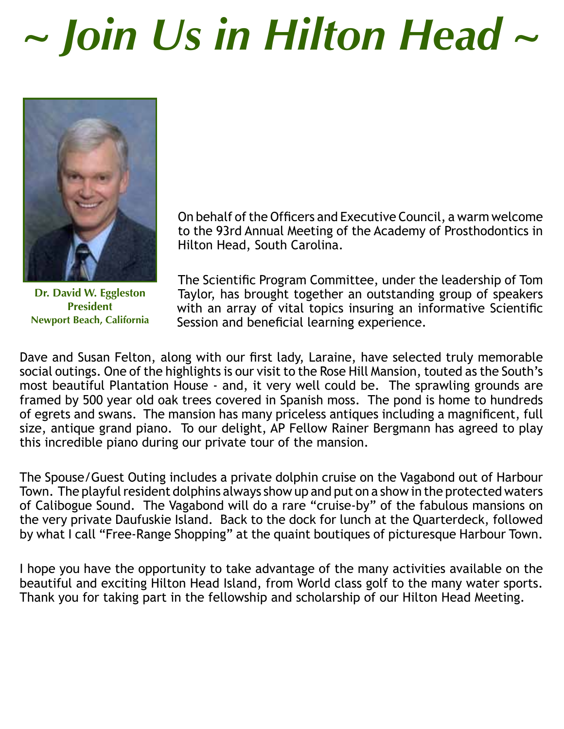# ~ Join Us in Hilton Head ~

**Dr. David W. Eggleston**
**President**
**Newport Beach, California**

On behalf of the Officers and Executive Council, a warm welcome to the 93rd Annual Meeting of the Academy of Prosthodontics in Hilton Head, South Carolina.

The Scientific Program Committee, under the leadership of Tom Taylor, has brought together an outstanding group of speakers with an array of vital topics insuring an informative Scientific Session and beneficial learning experience.

Dave and Susan Felton, along with our first lady, Laraine, have selected truly memorable social outings. One of the highlights is our visit to the Rose Hill Mansion, touted as the South's most beautiful Plantation House - and, it very well could be. The sprawling grounds are framed by 500 year old oak trees covered in Spanish moss. The pond is home to hundreds of egrets and swans. The mansion has many priceless antiques including a magnificent, full size, antique grand piano. To our delight, AP Fellow Rainer Bergmann has agreed to play this incredible piano during our private tour of the mansion.

The Spouse/Guest Outing includes a private dolphin cruise on the Vagabond out of Harbour Town. The playful resident dolphins always show up and put on a show in the protected waters of Calibogue Sound. The Vagabond will do a rare "cruise-by" of the fabulous mansions on the very private Daufuskie Island. Back to the dock for lunch at the Quarterdeck, followed by what I call "Free-Range Shopping" at the quaint boutiques of picturesque Harbour Town.

I hope you have the opportunity to take advantage of the many activities available on the beautiful and exciting Hilton Head Island, from World class golf to the many water sports. Thank you for taking part in the fellowship and scholarship of our Hilton Head Meeting.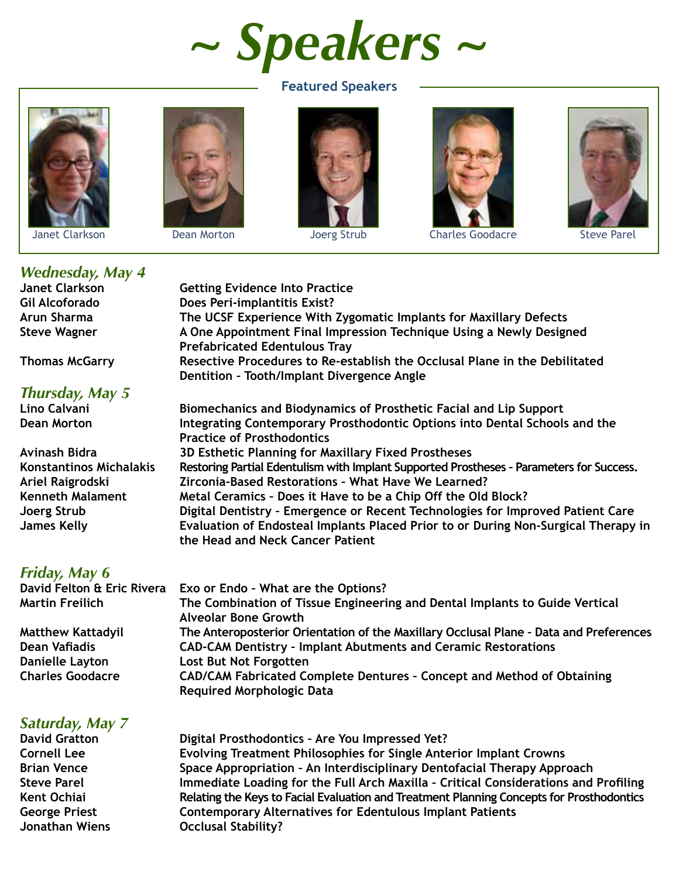# ~ Speakers ~

## Featured Speakers

Janet Clarkson | Dean Morton | Joerg Strub | Charles Goodacre | Steve Parel

### *Wednesday, May 4*

| | |
|---|---|
| **Janet Clarkson** | **Getting Evidence Into Practice** |
| **Gil Alcoforado** | **Does Peri-implantitis Exist?** |
| **Arun Sharma** | **The UCSF Experience With Zygomatic Implants for Maxillary Defects** |
| **Steve Wagner** | **A One Appointment Final Impression Technique Using a Newly Designed Prefabricated Edentulous Tray** |
| **Thomas McGarry** | **Resective Procedures to Re-establish the Occlusal Plane in the Debilitated Dentition – Tooth/Implant Divergence Angle** |

### *Thursday, May 5*

| | |
|---|---|
| **Lino Calvani** | **Biomechanics and Biodynamics of Prosthetic Facial and Lip Support** |
| **Dean Morton** | **Integrating Contemporary Prosthodontic Options into Dental Schools and the Practice of Prosthodontics** |
| **Avinash Bidra** | **3D Esthetic Planning for Maxillary Fixed Prostheses** |
| **Konstantinos Michalakis** | **Restoring Partial Edentulism with Implant Supported Prostheses – Parameters for Success.** |
| **Ariel Raigrodski** | **Zirconia-Based Restorations – What Have We Learned?** |
| **Kenneth Malament** | **Metal Ceramics – Does it Have to be a Chip Off the Old Block?** |
| **Joerg Strub** | **Digital Dentistry – Emergence or Recent Technologies for Improved Patient Care** |
| **James Kelly** | **Evaluation of Endosteal Implants Placed Prior to or During Non-Surgical Therapy in the Head and Neck Cancer Patient** |

### *Friday, May 6*

| | |
|---|---|
| **David Felton & Eric Rivera** | **Exo or Endo – What are the Options?** |
| **Martin Freilich** | **The Combination of Tissue Engineering and Dental Implants to Guide Vertical Alveolar Bone Growth** |
| **Matthew Kattadyil** | **The Anteroposterior Orientation of the Maxillary Occlusal Plane – Data and Preferences** |
| **Dean Vafiadis** | **CAD-CAM Dentistry – Implant Abutments and Ceramic Restorations** |
| **Danielle Layton** | **Lost But Not Forgotten** |
| **Charles Goodacre** | **CAD/CAM Fabricated Complete Dentures – Concept and Method of Obtaining Required Morphologic Data** |

### *Saturday, May 7*

| | |
|---|---|
| **David Gratton** | **Digital Prosthodontics – Are You Impressed Yet?** |
| **Cornell Lee** | **Evolving Treatment Philosophies for Single Anterior Implant Crowns** |
| **Brian Vence** | **Space Appropriation – An Interdisciplinary Dentofacial Therapy Approach** |
| **Steve Parel** | **Immediate Loading for the Full Arch Maxilla – Critical Considerations and Profiling** |
| **Kent Ochiai** | **Relating the Keys to Facial Evaluation and Treatment Planning Concepts for Prosthodontics** |
| **George Priest** | **Contemporary Alternatives for Edentulous Implant Patients** |
| **Jonathan Wiens** | **Occlusal Stability?** |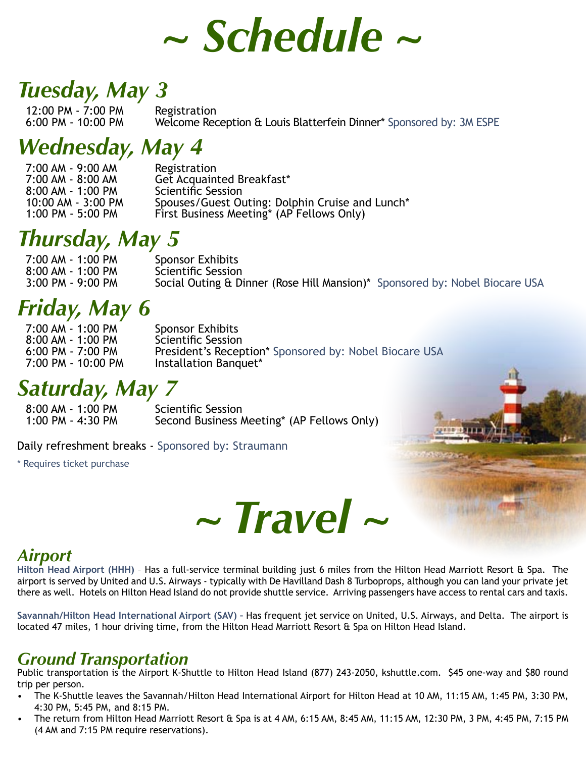# ~ Schedule ~

## Tuesday, May 3

12:00 PM - 7:00 PM Registration
6:00 PM - 10:00 PM Welcome Reception & Louis Blatterfein Dinner* Sponsored by: 3M ESPE

## Wednesday, May 4

7:00 AM - 9:00 AM Registration
7:00 AM - 8:00 AM Get Acquainted Breakfast*
8:00 AM - 1:00 PM Scientific Session
10:00 AM - 3:00 PM Spouses/Guest Outing: Dolphin Cruise and Lunch*
1:00 PM - 5:00 PM First Business Meeting* (AP Fellows Only)

## Thursday, May 5

7:00 AM - 1:00 PM Sponsor Exhibits
8:00 AM - 1:00 PM Scientific Session
3:00 PM - 9:00 PM Social Outing & Dinner (Rose Hill Mansion)* Sponsored by: Nobel Biocare USA

## Friday, May 6

7:00 AM - 1:00 PM Sponsor Exhibits
8:00 AM - 1:00 PM Scientific Session
6:00 PM - 7:00 PM President's Reception* Sponsored by: Nobel Biocare USA
7:00 PM - 10:00 PM Installation Banquet*

## Saturday, May 7

8:00 AM - 1:00 PM Scientific Session
1:00 PM - 4:30 PM Second Business Meeting* (AP Fellows Only)

Daily refreshment breaks - Sponsored by: Straumann

* Requires ticket purchase

# ~ Travel ~

## Airport

**Hilton Head Airport (HHH)** – Has a full-service terminal building just 6 miles from the Hilton Head Marriott Resort & Spa. The airport is served by United and U.S. Airways - typically with De Havilland Dash 8 Turboprops, although you can land your private jet there as well. Hotels on Hilton Head Island do not provide shuttle service. Arriving passengers have access to rental cars and taxis.

**Savannah/Hilton Head International Airport (SAV)** – Has frequent jet service on United, U.S. Airways, and Delta. The airport is located 47 miles, 1 hour driving time, from the Hilton Head Marriott Resort & Spa on Hilton Head Island.

## Ground Transportation

Public transportation is the Airport K-Shuttle to Hilton Head Island (877) 243-2050, kshuttle.com. $45 one-way and $80 round trip per person.

- The K-Shuttle leaves the Savannah/Hilton Head International Airport for Hilton Head at 10 AM, 11:15 AM, 1:45 PM, 3:30 PM, 4:30 PM, 5:45 PM, and 8:15 PM.
- The return from Hilton Head Marriott Resort & Spa is at 4 AM, 6:15 AM, 8:45 AM, 11:15 AM, 12:30 PM, 3 PM, 4:45 PM, 7:15 PM (4 AM and 7:15 PM require reservations).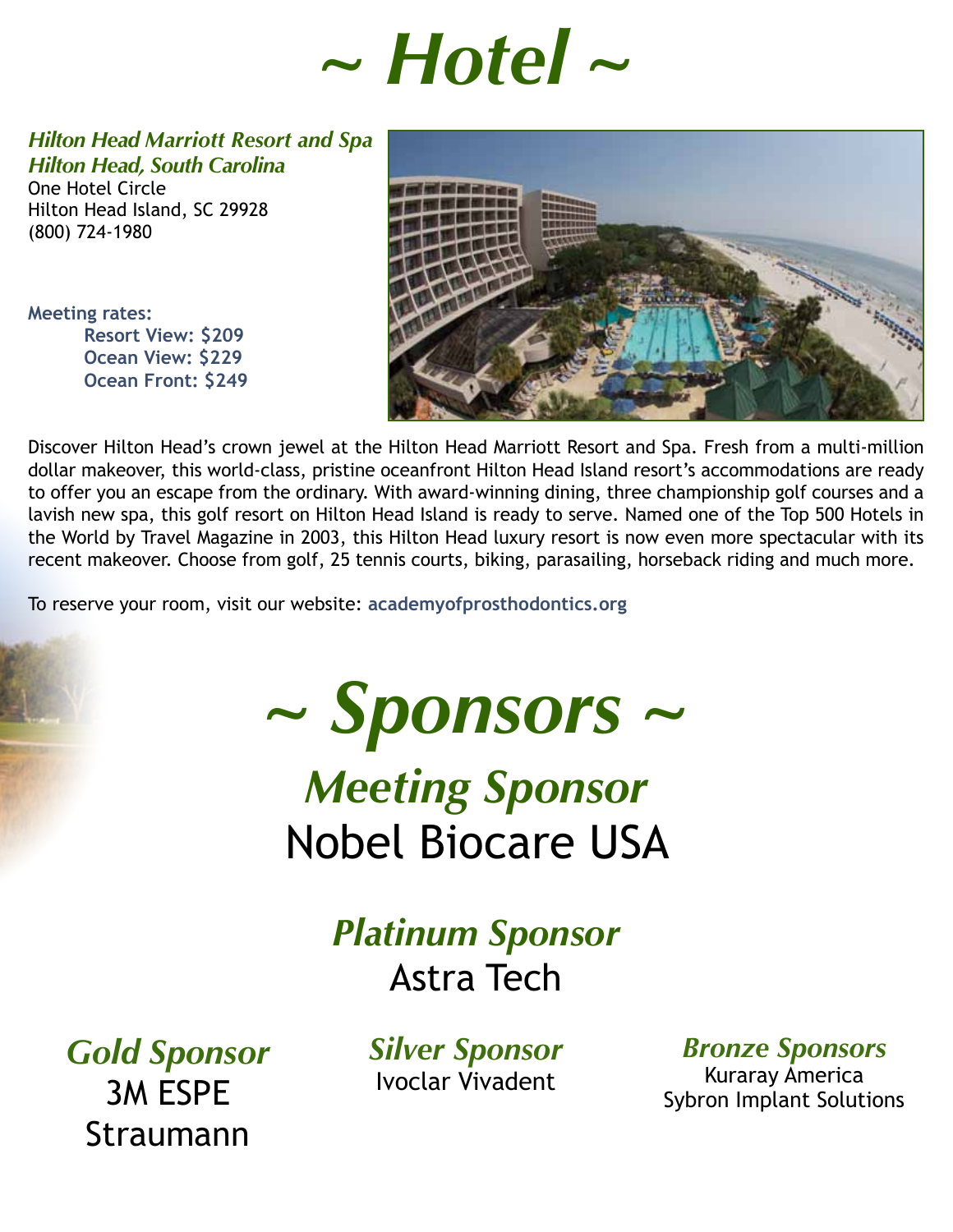# ~ Hotel ~

***Hilton Head Marriott Resort and Spa***
***Hilton Head, South Carolina***
One Hotel Circle
Hilton Head Island, SC 29928
(800) 724-1980

**Meeting rates:**

- **Resort View: $209**
- **Ocean View: $229**
- **Ocean Front: $249**

Discover Hilton Head's crown jewel at the Hilton Head Marriott Resort and Spa. Fresh from a multi-million dollar makeover, this world-class, pristine oceanfront Hilton Head Island resort's accommodations are ready to offer you an escape from the ordinary. With award-winning dining, three championship golf courses and a lavish new spa, this golf resort on Hilton Head Island is ready to serve. Named one of the Top 500 Hotels in the World by Travel Magazine in 2003, this Hilton Head luxury resort is now even more spectacular with its recent makeover. Choose from golf, 25 tennis courts, biking, parasailing, horseback riding and much more.

To reserve your room, visit our website: **academyofprosthodontics.org**

# ~ Sponsors ~

## *Meeting Sponsor*

Nobel Biocare USA

## *Platinum Sponsor*

Astra Tech

### *Gold Sponsor*

3M ESPE
Straumann

### *Silver Sponsor*

Ivoclar Vivadent

### *Bronze Sponsors*

Kuraray America
Sybron Implant Solutions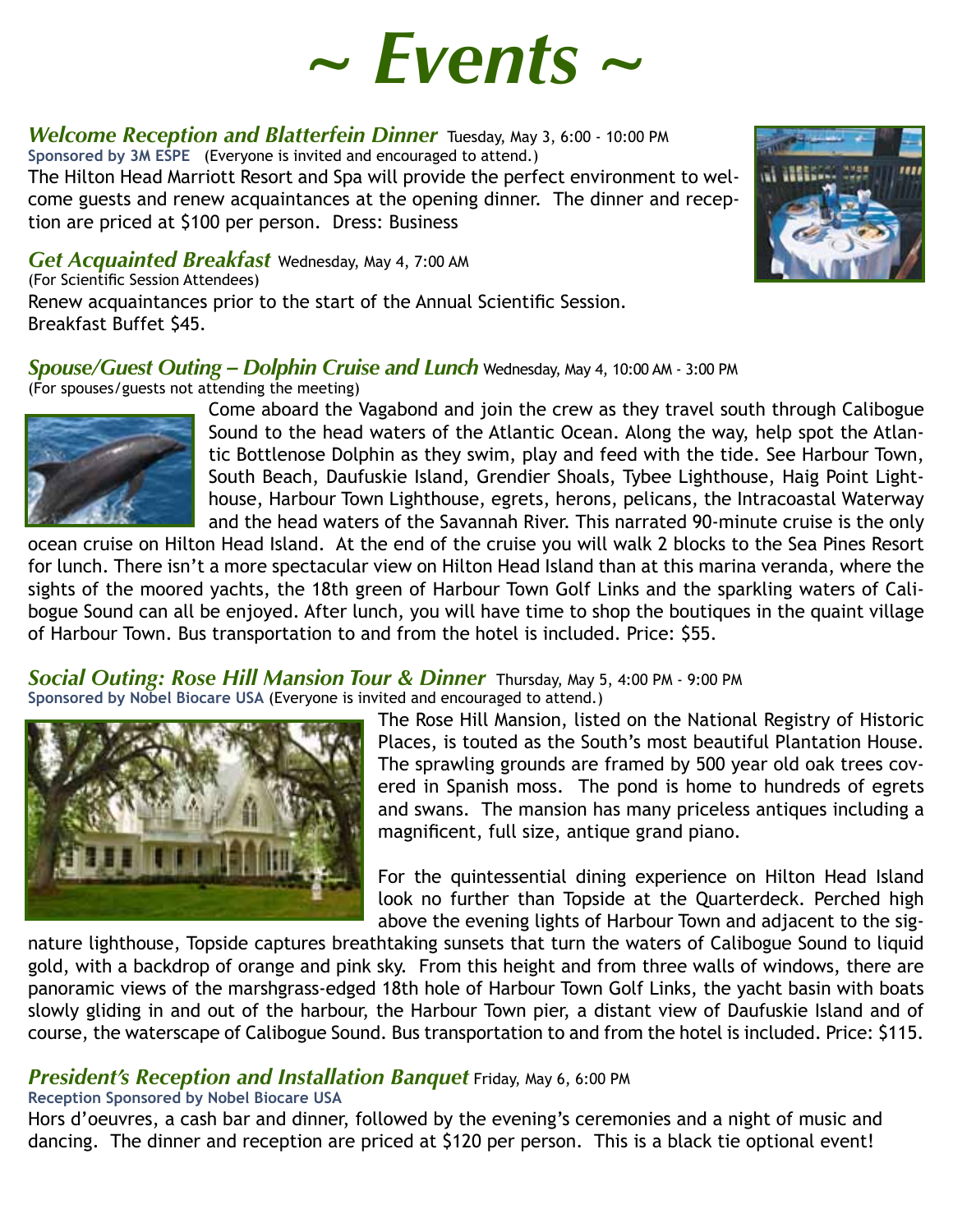# ~ Events ~

### *Welcome Reception and Blatterfein Dinner* Tuesday, May 3, 6:00 - 10:00 PM

**Sponsored by 3M ESPE** (Everyone is invited and encouraged to attend.)

The Hilton Head Marriott Resort and Spa will provide the perfect environment to welcome guests and renew acquaintances at the opening dinner. The dinner and reception are priced at $100 per person. Dress: Business

### *Get Acquainted Breakfast* Wednesday, May 4, 7:00 AM

(For Scientific Session Attendees)

Renew acquaintances prior to the start of the Annual Scientific Session. Breakfast Buffet $45.

### *Spouse/Guest Outing – Dolphin Cruise and Lunch* Wednesday, May 4, 10:00 AM - 3:00 PM

(For spouses/guests not attending the meeting)

Come aboard the Vagabond and join the crew as they travel south through Calibogue Sound to the head waters of the Atlantic Ocean. Along the way, help spot the Atlantic Bottlenose Dolphin as they swim, play and feed with the tide. See Harbour Town, South Beach, Daufuskie Island, Grendier Shoals, Tybee Lighthouse, Haig Point Lighthouse, Harbour Town Lighthouse, egrets, herons, pelicans, the Intracoastal Waterway and the head waters of the Savannah River. This narrated 90-minute cruise is the only ocean cruise on Hilton Head Island. At the end of the cruise you will walk 2 blocks to the Sea Pines Resort for lunch. There isn't a more spectacular view on Hilton Head Island than at this marina veranda, where the sights of the moored yachts, the 18th green of Harbour Town Golf Links and the sparkling waters of Calibogue Sound can all be enjoyed. After lunch, you will have time to shop the boutiques in the quaint village of Harbour Town. Bus transportation to and from the hotel is included. Price: $55.

### *Social Outing: Rose Hill Mansion Tour & Dinner* Thursday, May 5, 4:00 PM - 9:00 PM

**Sponsored by Nobel Biocare USA** (Everyone is invited and encouraged to attend.)

The Rose Hill Mansion, listed on the National Registry of Historic Places, is touted as the South's most beautiful Plantation House. The sprawling grounds are framed by 500 year old oak trees covered in Spanish moss. The pond is home to hundreds of egrets and swans. The mansion has many priceless antiques including a magnificent, full size, antique grand piano.

For the quintessential dining experience on Hilton Head Island look no further than Topside at the Quarterdeck. Perched high above the evening lights of Harbour Town and adjacent to the signature lighthouse, Topside captures breathtaking sunsets that turn the waters of Calibogue Sound to liquid gold, with a backdrop of orange and pink sky. From this height and from three walls of windows, there are panoramic views of the marshgrass-edged 18th hole of Harbour Town Golf Links, the yacht basin with boats slowly gliding in and out of the harbour, the Harbour Town pier, a distant view of Daufuskie Island and of course, the waterscape of Calibogue Sound. Bus transportation to and from the hotel is included. Price: $115.

### *President's Reception and Installation Banquet* Friday, May 6, 6:00 PM

**Reception Sponsored by Nobel Biocare USA**

Hors d'oeuvres, a cash bar and dinner, followed by the evening's ceremonies and a night of music and dancing. The dinner and reception are priced at $120 per person. This is a black tie optional event!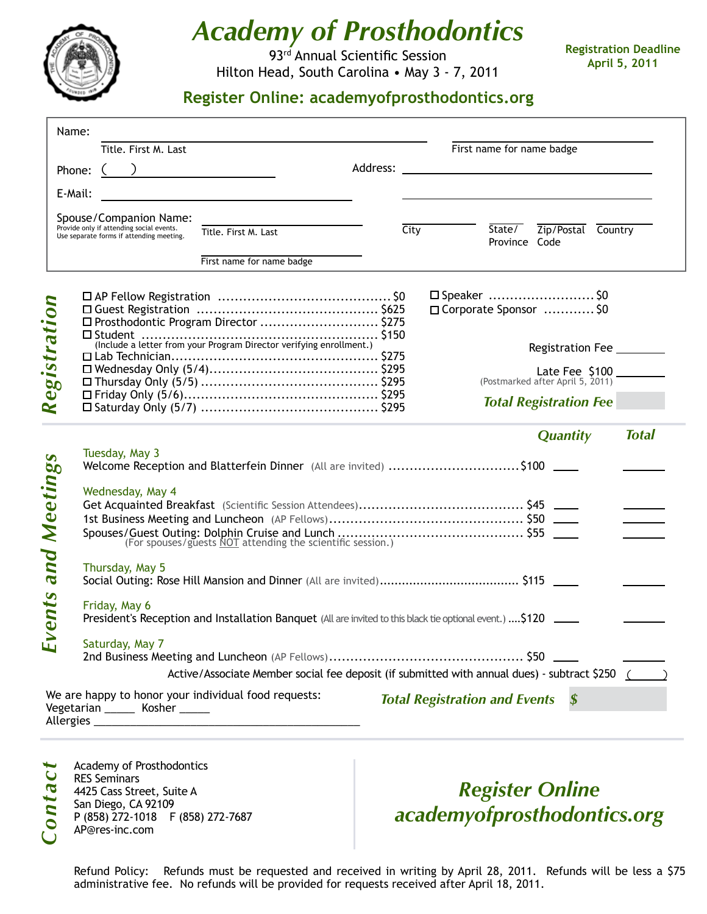# Academy of Prosthodontics

93rd Annual Scientific Session
Hilton Head, South Carolina • May 3 - 7, 2011

**Registration Deadline April 5, 2011**

**Register Online: academyofprosthodontics.org**

Name: ______________________________ (Title. First M. Last) ______________________ (First name for name badge)

Phone: ( ) ______________________ Address: ______________________________

E-Mail: ______________________________ ______________________________

Spouse/Companion Name: ______________________ (Title. First M. Last) ______________________ (First name for name badge)
Provide only if attending social events.
Use separate forms if attending meeting.

City ________ State/Province ________ Zip/Postal Code ________ Country ________

## Registration

- ☐ AP Fellow Registration .......... $0
- ☐ Guest Registration .......... $625
- ☐ Prosthodontic Program Director .......... $275
- ☐ Student .......... $150
  (Include a letter from your Program Director verifying enrollment.)
- ☐ Lab Technician .......... $275
- ☐ Wednesday Only (5/4) .......... $295
- ☐ Thursday Only (5/5) .......... $295
- ☐ Friday Only (5/6) .......... $295
- ☐ Saturday Only (5/7) .......... $295
- ☐ Speaker .......... $0
- ☐ Corporate Sponsor .......... $0

Registration Fee ________

Late Fee $100 ________
(Postmarked after April 5, 2011)

***Total Registration Fee*** ________

## Events and Meetings

| Event | Price | Quantity | Total |
|---|---|---|---|
| **Tuesday, May 3** | | | |
| Welcome Reception and Blatterfein Dinner (All are invited) | $100 | ____ | ____ |
| **Wednesday, May 4** | | | |
| Get Acquainted Breakfast (Scientific Session Attendees) | $45 | ____ | ____ |
| 1st Business Meeting and Luncheon (AP Fellows) | $50 | ____ | ____ |
| Spouses/Guest Outing: Dolphin Cruise and Lunch (For spouses/guests NOT attending the scientific session.) | $55 | ____ | ____ |
| **Thursday, May 5** | | | |
| Social Outing: Rose Hill Mansion and Dinner (All are invited) | $115 | ____ | ____ |
| **Friday, May 6** | | | |
| President's Reception and Installation Banquet (All are invited to this black tie optional event.) | $120 | ____ | ____ |
| **Saturday, May 7** | | | |
| 2nd Business Meeting and Luncheon (AP Fellows) | $50 | ____ | ____ |

Active/Associate Member social fee deposit (if submitted with annual dues) - subtract $250 ( )

We are happy to honor your individual food requests:
Vegetarian _____ Kosher _____
Allergies ______________________________

***Total Registration and Events*** $ ________

## Contact

Academy of Prosthodontics
RES Seminars
4425 Cass Street, Suite A
San Diego, CA 92109
P (858) 272-1018 F (858) 272-7687
AP@res-inc.com

***Register Online***
***academyofprosthodontics.org***

Refund Policy: Refunds must be requested and received in writing by April 28, 2011. Refunds will be less a $75 administrative fee. No refunds will be provided for requests received after April 18, 2011.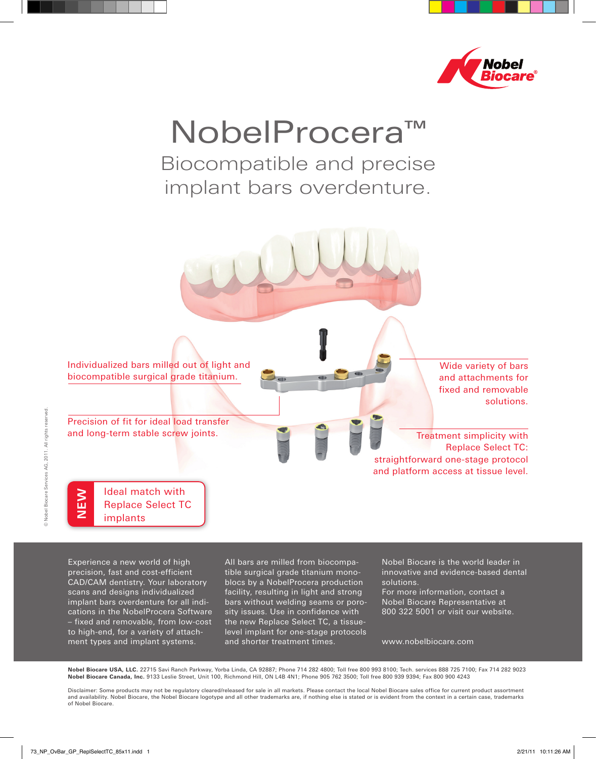Nobel Biocare®

# NobelProcera™

## Biocompatible and precise implant bars overdenture.

Individualized bars milled out of light and biocompatible surgical grade titanium.

Wide variety of bars and attachments for fixed and removable solutions.

Precision of fit for ideal load transfer and long-term stable screw joints.

Treatment simplicity with Replace Select TC: straightforward one-stage protocol and platform access at tissue level.

**NEW** Ideal match with Replace Select TC implants

© Nobel Biocare Services AG, 2011. All rights reserved.

Experience a new world of high precision, fast and cost-efficient CAD/CAM dentistry. Your laboratory scans and designs individualized implant bars overdenture for all indications in the NobelProcera Software – fixed and removable, from low-cost to high-end, for a variety of attachment types and implant systems.

All bars are milled from biocompatible surgical grade titanium monoblocs by a NobelProcera production facility, resulting in light and strong bars without welding seams or porosity issues. Use in confidence with the new Replace Select TC, a tissue-level implant for one-stage protocols and shorter treatment times.

Nobel Biocare is the world leader in innovative and evidence-based dental solutions.
For more information, contact a Nobel Biocare Representative at 800 322 5001 or visit our website.

www.nobelbiocare.com

**Nobel Biocare USA, LLC.** 22715 Savi Ranch Parkway, Yorba Linda, CA 92887; Phone 714 282 4800; Toll free 800 993 8100; Tech. services 888 725 7100; Fax 714 282 9023
**Nobel Biocare Canada, Inc.** 9133 Leslie Street, Unit 100, Richmond Hill, ON L4B 4N1; Phone 905 762 3500; Toll free 800 939 9394; Fax 800 900 4243

Disclaimer: Some products may not be regulatory cleared/released for sale in all markets. Please contact the local Nobel Biocare sales office for current product assortment and availability. Nobel Biocare, the Nobel Biocare logotype and all other trademarks are, if nothing else is stated or is evident from the context in a certain case, trademarks of Nobel Biocare.